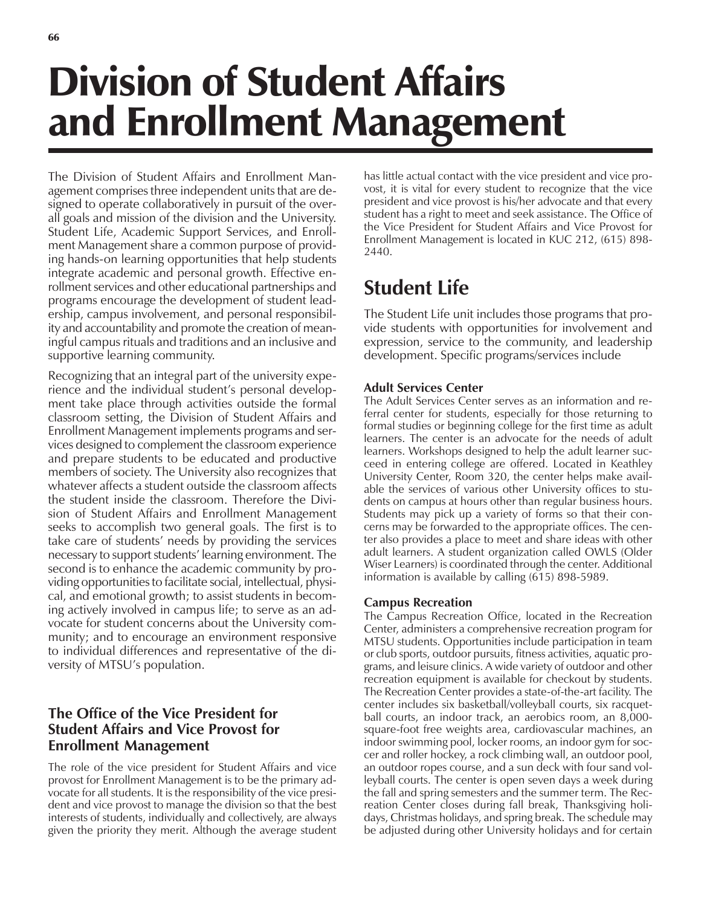# Division of Student Affairs and Enrollment Management

The Division of Student Affairs and Enrollment Management comprises three independent units that are designed to operate collaboratively in pursuit of the overall goals and mission of the division and the University. Student Life, Academic Support Services, and Enrollment Management share a common purpose of providing hands-on learning opportunities that help students integrate academic and personal growth. Effective enrollment services and other educational partnerships and programs encourage the development of student leadership, campus involvement, and personal responsibility and accountability and promote the creation of meaningful campus rituals and traditions and an inclusive and supportive learning community.

Recognizing that an integral part of the university experience and the individual student's personal development take place through activities outside the formal classroom setting, the Division of Student Affairs and Enrollment Management implements programs and services designed to complement the classroom experience and prepare students to be educated and productive members of society. The University also recognizes that whatever affects a student outside the classroom affects the student inside the classroom. Therefore the Division of Student Affairs and Enrollment Management seeks to accomplish two general goals. The first is to take care of students' needs by providing the services necessary to support students' learning environment. The second is to enhance the academic community by providing opportunities to facilitate social, intellectual, physical, and emotional growth; to assist students in becoming actively involved in campus life; to serve as an advocate for student concerns about the University community; and to encourage an environment responsive to individual differences and representative of the diversity of MTSU's population.

### The Office of the Vice President for Student Affairs and Vice Provost for Enrollment Management

The role of the vice president for Student Affairs and vice provost for Enrollment Management is to be the primary advocate for all students. It is the responsibility of the vice president and vice provost to manage the division so that the best interests of students, individually and collectively, are always given the priority they merit. Although the average student has little actual contact with the vice president and vice provost, it is vital for every student to recognize that the vice president and vice provost is his/her advocate and that every student has a right to meet and seek assistance. The Office of the Vice President for Student Affairs and Vice Provost for Enrollment Management is located in KUC 212, (615) 898-2440.

## Student Life

The Student Life unit includes those programs that provide students with opportunities for involvement and expression, service to the community, and leadership development. Specific programs/services include

### Adult Services Center

The Adult Services Center serves as an information and referral center for students, especially for those returning to formal studies or beginning college for the first time as adult learners. The center is an advocate for the needs of adult learners. Workshops designed to help the adult learner succeed in entering college are offered. Located in Keathley University Center, Room 320, the center helps make available the services of various other University offices to students on campus at hours other than regular business hours. Students may pick up a variety of forms so that their concerns may be forwarded to the appropriate offices. The center also provides a place to meet and share ideas with other adult learners. A student organization called OWLS (Older Wiser Learners) is coordinated through the center. Additional information is available by calling (615) 898-5989.

### Campus Recreation

The Campus Recreation Office, located in the Recreation Center, administers a comprehensive recreation program for MTSU students. Opportunities include participation in team or club sports, outdoor pursuits, fitness activities, aquatic programs, and leisure clinics. A wide variety of outdoor and other recreation equipment is available for checkout by students. The Recreation Center provides a state-of-the-art facility. The center includes six basketball/volleyball courts, six racquetball courts, an indoor track, an aerobics room, an 8,000-square-foot free weights area, cardiovascular machines, an indoor swimming pool, locker rooms, an indoor gym for soccer and roller hockey, a rock climbing wall, an outdoor pool, an outdoor ropes course, and a sun deck with four sand volleyball courts. The center is open seven days a week during the fall and spring semesters and the summer term. The Recreation Center closes during fall break, Thanksgiving holidays, Christmas holidays, and spring break. The schedule may be adjusted during other University holidays and for certain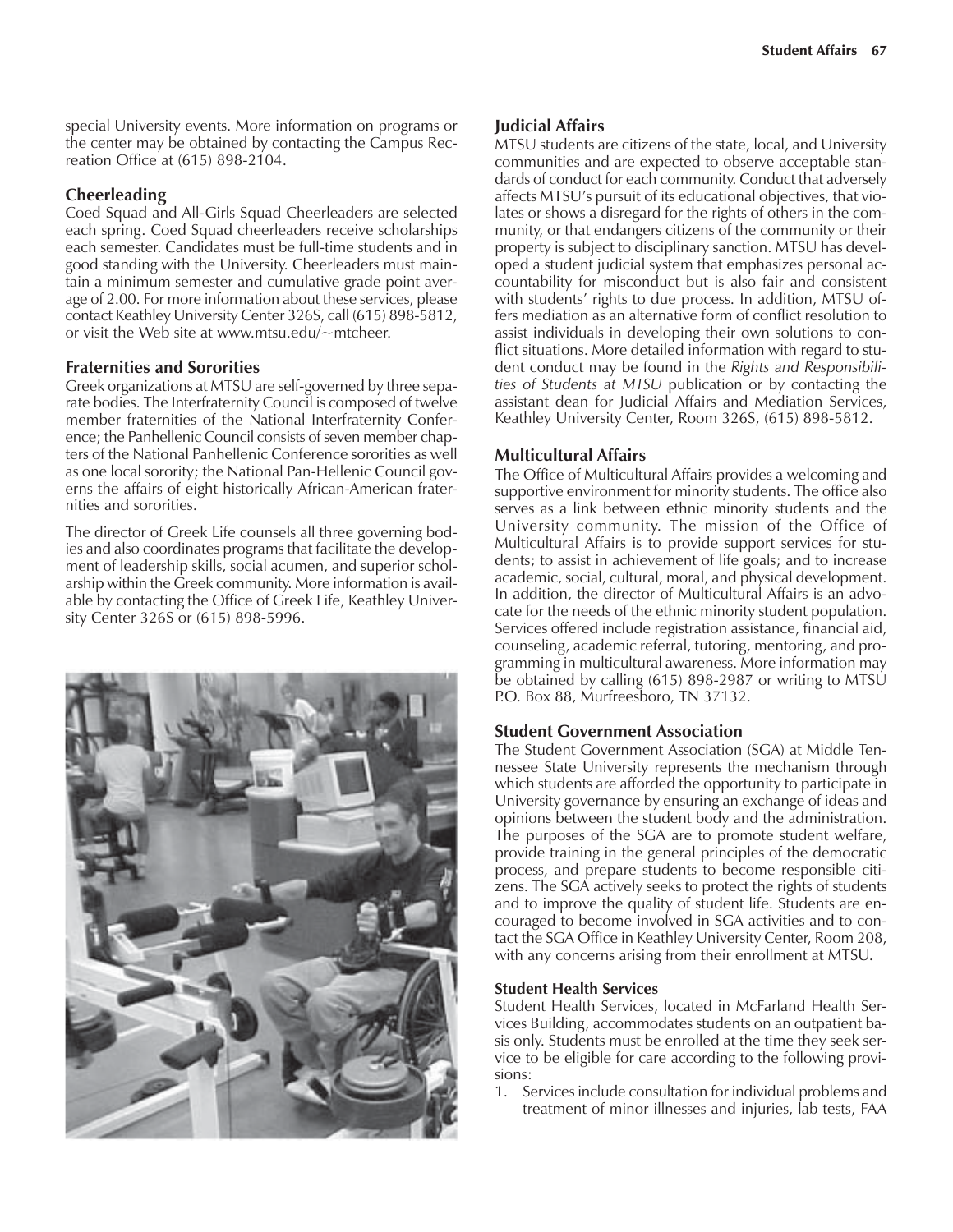special University events. More information on programs or the center may be obtained by contacting the Campus Recreation Office at (615) 898-2104.

### Cheerleading

Coed Squad and All-Girls Squad Cheerleaders are selected each spring. Coed Squad cheerleaders receive scholarships each semester. Candidates must be full-time students and in good standing with the University. Cheerleaders must maintain a minimum semester and cumulative grade point average of 2.00. For more information about these services, please contact Keathley University Center 326S, call (615) 898-5812, or visit the Web site at www.mtsu.edu/~mtcheer.

### Fraternities and Sororities

Greek organizations at MTSU are self-governed by three separate bodies. The Interfraternity Council is composed of twelve member fraternities of the National Interfraternity Conference; the Panhellenic Council consists of seven member chapters of the National Panhellenic Conference sororities as well as one local sorority; the National Pan-Hellenic Council governs the affairs of eight historically African-American fraternities and sororities.

The director of Greek Life counsels all three governing bodies and also coordinates programs that facilitate the development of leadership skills, social acumen, and superior scholarship within the Greek community. More information is available by contacting the Office of Greek Life, Keathley University Center 326S or (615) 898-5996.

### Judicial Affairs

MTSU students are citizens of the state, local, and University communities and are expected to observe acceptable standards of conduct for each community. Conduct that adversely affects MTSU's pursuit of its educational objectives, that violates or shows a disregard for the rights of others in the community, or that endangers citizens of the community or their property is subject to disciplinary sanction. MTSU has developed a student judicial system that emphasizes personal accountability for misconduct but is also fair and consistent with students' rights to due process. In addition, MTSU offers mediation as an alternative form of conflict resolution to assist individuals in developing their own solutions to conflict situations. More detailed information with regard to student conduct may be found in the *Rights and Responsibilities of Students at MTSU* publication or by contacting the assistant dean for Judicial Affairs and Mediation Services, Keathley University Center, Room 326S, (615) 898-5812.

### Multicultural Affairs

The Office of Multicultural Affairs provides a welcoming and supportive environment for minority students. The office also serves as a link between ethnic minority students and the University community. The mission of the Office of Multicultural Affairs is to provide support services for students; to assist in achievement of life goals; and to increase academic, social, cultural, moral, and physical development. In addition, the director of Multicultural Affairs is an advocate for the needs of the ethnic minority student population. Services offered include registration assistance, financial aid, counseling, academic referral, tutoring, mentoring, and programming in multicultural awareness. More information may be obtained by calling (615) 898-2987 or writing to MTSU P.O. Box 88, Murfreesboro, TN 37132.

### Student Government Association

The Student Government Association (SGA) at Middle Tennessee State University represents the mechanism through which students are afforded the opportunity to participate in University governance by ensuring an exchange of ideas and opinions between the student body and the administration. The purposes of the SGA are to promote student welfare, provide training in the general principles of the democratic process, and prepare students to become responsible citizens. The SGA actively seeks to protect the rights of students and to improve the quality of student life. Students are encouraged to become involved in SGA activities and to contact the SGA Office in Keathley University Center, Room 208, with any concerns arising from their enrollment at MTSU.

#### Student Health Services

Student Health Services, located in McFarland Health Services Building, accommodates students on an outpatient basis only. Students must be enrolled at the time they seek service to be eligible for care according to the following provisions:

1. Services include consultation for individual problems and treatment of minor illnesses and injuries, lab tests, FAA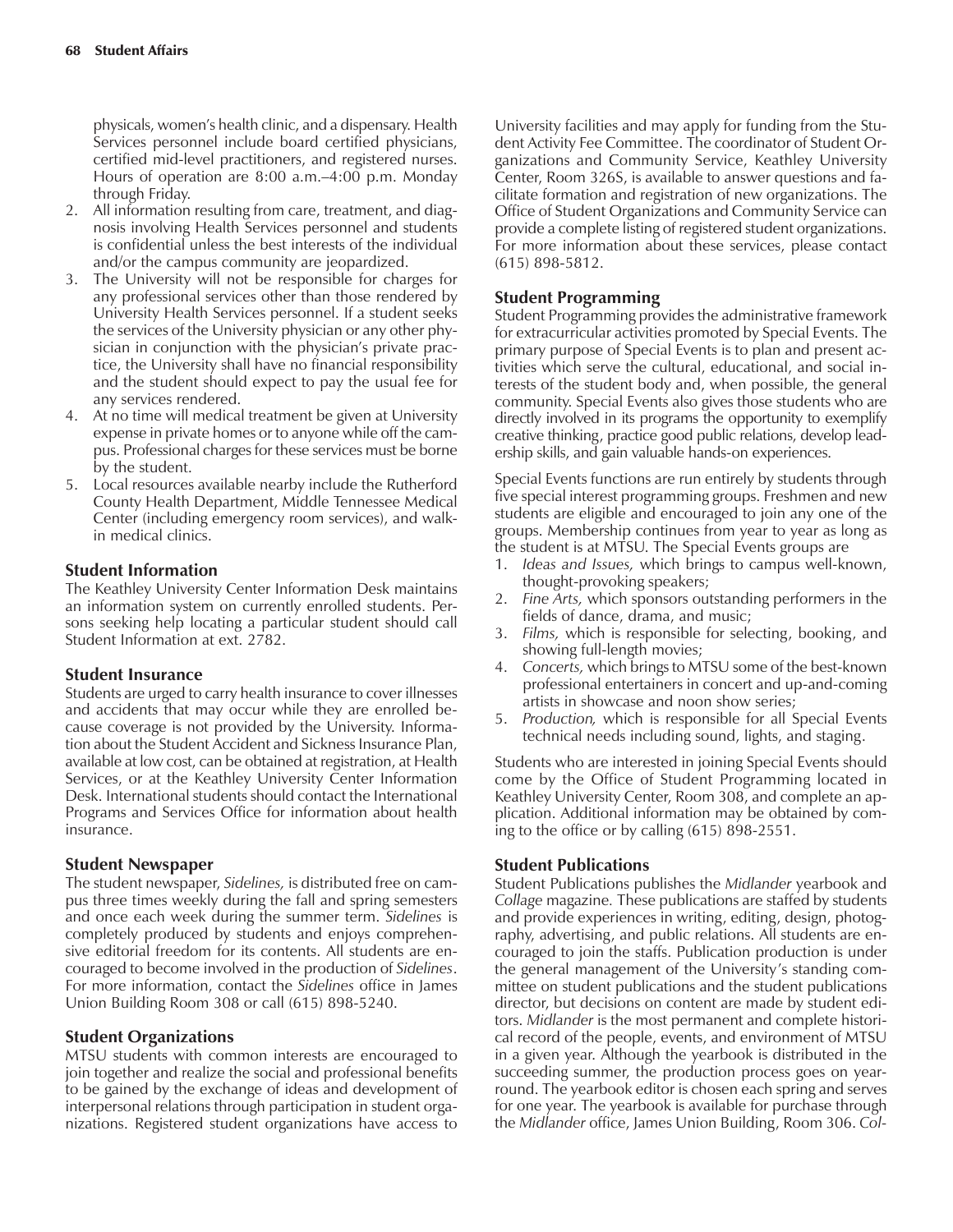physicals, women's health clinic, and a dispensary. Health Services personnel include board certified physicians, certified mid-level practitioners, and registered nurses. Hours of operation are 8:00 a.m.–4:00 p.m. Monday through Friday.

2. All information resulting from care, treatment, and diagnosis involving Health Services personnel and students is confidential unless the best interests of the individual and/or the campus community are jeopardized.
3. The University will not be responsible for charges for any professional services other than those rendered by University Health Services personnel. If a student seeks the services of the University physician or any other physician in conjunction with the physician's private practice, the University shall have no financial responsibility and the student should expect to pay the usual fee for any services rendered.
4. At no time will medical treatment be given at University expense in private homes or to anyone while off the campus. Professional charges for these services must be borne by the student.
5. Local resources available nearby include the Rutherford County Health Department, Middle Tennessee Medical Center (including emergency room services), and walk-in medical clinics.

### Student Information

The Keathley University Center Information Desk maintains an information system on currently enrolled students. Persons seeking help locating a particular student should call Student Information at ext. 2782.

### Student Insurance

Students are urged to carry health insurance to cover illnesses and accidents that may occur while they are enrolled because coverage is not provided by the University. Information about the Student Accident and Sickness Insurance Plan, available at low cost, can be obtained at registration, at Health Services, or at the Keathley University Center Information Desk. International students should contact the International Programs and Services Office for information about health insurance.

### Student Newspaper

The student newspaper, *Sidelines,* is distributed free on campus three times weekly during the fall and spring semesters and once each week during the summer term. *Sidelines* is completely produced by students and enjoys comprehensive editorial freedom for its contents. All students are encouraged to become involved in the production of *Sidelines*. For more information, contact the *Sidelines* office in James Union Building Room 308 or call (615) 898-5240.

### Student Organizations

MTSU students with common interests are encouraged to join together and realize the social and professional benefits to be gained by the exchange of ideas and development of interpersonal relations through participation in student organizations. Registered student organizations have access to University facilities and may apply for funding from the Student Activity Fee Committee. The coordinator of Student Organizations and Community Service, Keathley University Center, Room 326S, is available to answer questions and facilitate formation and registration of new organizations. The Office of Student Organizations and Community Service can provide a complete listing of registered student organizations. For more information about these services, please contact (615) 898-5812.

### Student Programming

Student Programming provides the administrative framework for extracurricular activities promoted by Special Events. The primary purpose of Special Events is to plan and present activities which serve the cultural, educational, and social interests of the student body and, when possible, the general community. Special Events also gives those students who are directly involved in its programs the opportunity to exemplify creative thinking, practice good public relations, develop leadership skills, and gain valuable hands-on experiences.

Special Events functions are run entirely by students through five special interest programming groups. Freshmen and new students are eligible and encouraged to join any one of the groups. Membership continues from year to year as long as the student is at MTSU. The Special Events groups are

1. *Ideas and Issues,* which brings to campus well-known, thought-provoking speakers;
2. *Fine Arts,* which sponsors outstanding performers in the fields of dance, drama, and music;
3. *Films,* which is responsible for selecting, booking, and showing full-length movies;
4. *Concerts,* which brings to MTSU some of the best-known professional entertainers in concert and up-and-coming artists in showcase and noon show series;
5. *Production,* which is responsible for all Special Events technical needs including sound, lights, and staging.

Students who are interested in joining Special Events should come by the Office of Student Programming located in Keathley University Center, Room 308, and complete an application. Additional information may be obtained by coming to the office or by calling (615) 898-2551.

### Student Publications

Student Publications publishes the *Midlander* yearbook and *Collage* magazine. These publications are staffed by students and provide experiences in writing, editing, design, photography, advertising, and public relations. All students are encouraged to join the staffs. Publication production is under the general management of the University's standing committee on student publications and the student publications director, but decisions on content are made by student editors. *Midlander* is the most permanent and complete historical record of the people, events, and environment of MTSU in a given year. Although the yearbook is distributed in the succeeding summer, the production process goes on year-round. The yearbook editor is chosen each spring and serves for one year. The yearbook is available for purchase through the *Midlander* office, James Union Building, Room 306. *Col-*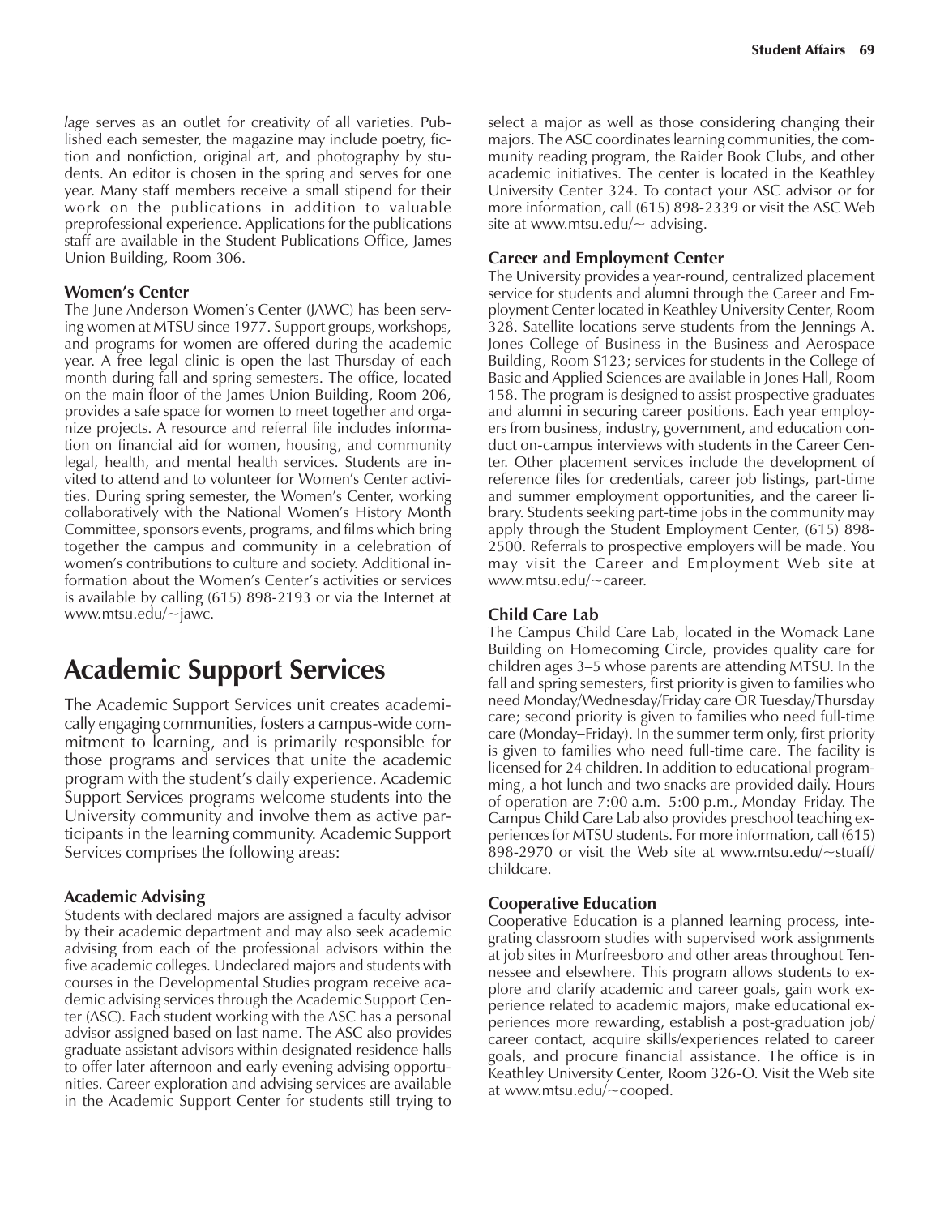*lage* serves as an outlet for creativity of all varieties. Published each semester, the magazine may include poetry, fiction and nonfiction, original art, and photography by students. An editor is chosen in the spring and serves for one year. Many staff members receive a small stipend for their work on the publications in addition to valuable preprofessional experience. Applications for the publications staff are available in the Student Publications Office, James Union Building, Room 306.

### Women's Center

The June Anderson Women's Center (JAWC) has been serving women at MTSU since 1977. Support groups, workshops, and programs for women are offered during the academic year. A free legal clinic is open the last Thursday of each month during fall and spring semesters. The office, located on the main floor of the James Union Building, Room 206, provides a safe space for women to meet together and organize projects. A resource and referral file includes information on financial aid for women, housing, and community legal, health, and mental health services. Students are invited to attend and to volunteer for Women's Center activities. During spring semester, the Women's Center, working collaboratively with the National Women's History Month Committee, sponsors events, programs, and films which bring together the campus and community in a celebration of women's contributions to culture and society. Additional information about the Women's Center's activities or services is available by calling (615) 898-2193 or via the Internet at www.mtsu.edu/~jawc.

# Academic Support Services

The Academic Support Services unit creates academically engaging communities, fosters a campus-wide commitment to learning, and is primarily responsible for those programs and services that unite the academic program with the student's daily experience. Academic Support Services programs welcome students into the University community and involve them as active participants in the learning community. Academic Support Services comprises the following areas:

### Academic Advising

Students with declared majors are assigned a faculty advisor by their academic department and may also seek academic advising from each of the professional advisors within the five academic colleges. Undeclared majors and students with courses in the Developmental Studies program receive academic advising services through the Academic Support Center (ASC). Each student working with the ASC has a personal advisor assigned based on last name. The ASC also provides graduate assistant advisors within designated residence halls to offer later afternoon and early evening advising opportunities. Career exploration and advising services are available in the Academic Support Center for students still trying to select a major as well as those considering changing their majors. The ASC coordinates learning communities, the community reading program, the Raider Book Clubs, and other academic initiatives. The center is located in the Keathley University Center 324. To contact your ASC advisor or for more information, call (615) 898-2339 or visit the ASC Web site at www.mtsu.edu/~ advising.

### Career and Employment Center

The University provides a year-round, centralized placement service for students and alumni through the Career and Employment Center located in Keathley University Center, Room 328. Satellite locations serve students from the Jennings A. Jones College of Business in the Business and Aerospace Building, Room S123; services for students in the College of Basic and Applied Sciences are available in Jones Hall, Room 158. The program is designed to assist prospective graduates and alumni in securing career positions. Each year employers from business, industry, government, and education conduct on-campus interviews with students in the Career Center. Other placement services include the development of reference files for credentials, career job listings, part-time and summer employment opportunities, and the career library. Students seeking part-time jobs in the community may apply through the Student Employment Center, (615) 898-2500. Referrals to prospective employers will be made. You may visit the Career and Employment Web site at www.mtsu.edu/~career.

### Child Care Lab

The Campus Child Care Lab, located in the Womack Lane Building on Homecoming Circle, provides quality care for children ages 3–5 whose parents are attending MTSU. In the fall and spring semesters, first priority is given to families who need Monday/Wednesday/Friday care OR Tuesday/Thursday care; second priority is given to families who need full-time care (Monday–Friday). In the summer term only, first priority is given to families who need full-time care. The facility is licensed for 24 children. In addition to educational programming, a hot lunch and two snacks are provided daily. Hours of operation are 7:00 a.m.–5:00 p.m., Monday–Friday. The Campus Child Care Lab also provides preschool teaching experiences for MTSU students. For more information, call (615) 898-2970 or visit the Web site at www.mtsu.edu/~stuaff/childcare.

### Cooperative Education

Cooperative Education is a planned learning process, integrating classroom studies with supervised work assignments at job sites in Murfreesboro and other areas throughout Tennessee and elsewhere. This program allows students to explore and clarify academic and career goals, gain work experience related to academic majors, make educational experiences more rewarding, establish a post-graduation job/career contact, acquire skills/experiences related to career goals, and procure financial assistance. The office is in Keathley University Center, Room 326-O. Visit the Web site at www.mtsu.edu/~cooped.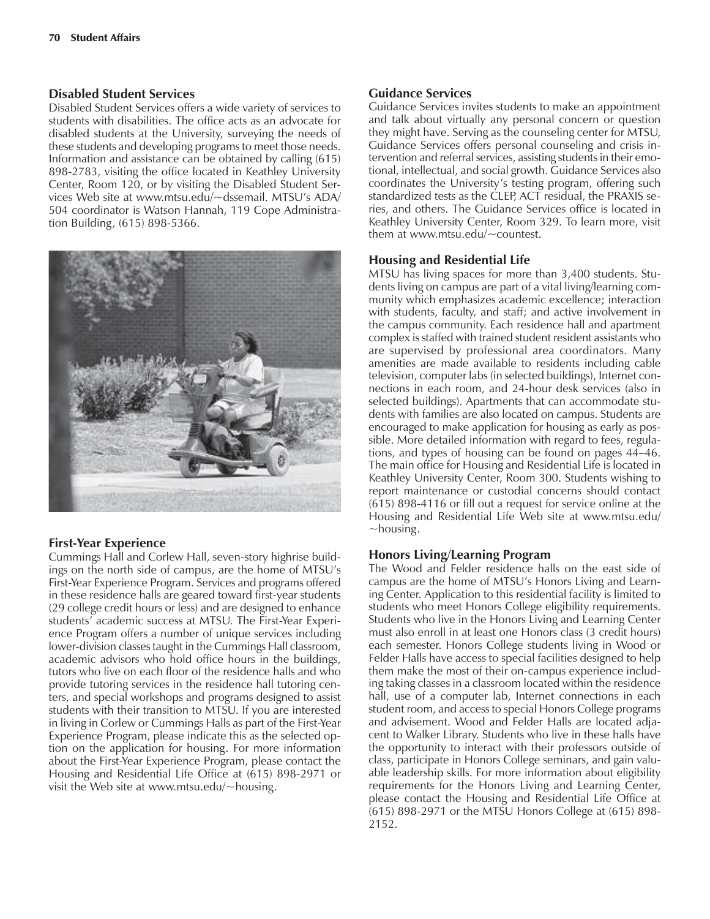### Disabled Student Services

Disabled Student Services offers a wide variety of services to students with disabilities. The office acts as an advocate for disabled students at the University, surveying the needs of these students and developing programs to meet those needs. Information and assistance can be obtained by calling (615) 898-2783, visiting the office located in Keathley University Center, Room 120, or by visiting the Disabled Student Services Web site at www.mtsu.edu/~dssemail. MTSU's ADA/504 coordinator is Watson Hannah, 119 Cope Administration Building, (615) 898-5366.

### First-Year Experience

Cummings Hall and Corlew Hall, seven-story highrise buildings on the north side of campus, are the home of MTSU's First-Year Experience Program. Services and programs offered in these residence halls are geared toward first-year students (29 college credit hours or less) and are designed to enhance students' academic success at MTSU. The First-Year Experience Program offers a number of unique services including lower-division classes taught in the Cummings Hall classroom, academic advisors who hold office hours in the buildings, tutors who live on each floor of the residence halls and who provide tutoring services in the residence hall tutoring centers, and special workshops and programs designed to assist students with their transition to MTSU. If you are interested in living in Corlew or Cummings Halls as part of the First-Year Experience Program, please indicate this as the selected option on the application for housing. For more information about the First-Year Experience Program, please contact the Housing and Residential Life Office at (615) 898-2971 or visit the Web site at www.mtsu.edu/~housing.

### Guidance Services

Guidance Services invites students to make an appointment and talk about virtually any personal concern or question they might have. Serving as the counseling center for MTSU, Guidance Services offers personal counseling and crisis intervention and referral services, assisting students in their emotional, intellectual, and social growth. Guidance Services also coordinates the University's testing program, offering such standardized tests as the CLEP, ACT residual, the PRAXIS series, and others. The Guidance Services office is located in Keathley University Center, Room 329. To learn more, visit them at www.mtsu.edu/~countest.

### Housing and Residential Life

MTSU has living spaces for more than 3,400 students. Students living on campus are part of a vital living/learning community which emphasizes academic excellence; interaction with students, faculty, and staff; and active involvement in the campus community. Each residence hall and apartment complex is staffed with trained student resident assistants who are supervised by professional area coordinators. Many amenities are made available to residents including cable television, computer labs (in selected buildings), Internet connections in each room, and 24-hour desk services (also in selected buildings). Apartments that can accommodate students with families are also located on campus. Students are encouraged to make application for housing as early as possible. More detailed information with regard to fees, regulations, and types of housing can be found on pages 44–46. The main office for Housing and Residential Life is located in Keathley University Center, Room 300. Students wishing to report maintenance or custodial concerns should contact (615) 898-4116 or fill out a request for service online at the Housing and Residential Life Web site at www.mtsu.edu/~housing.

### Honors Living/Learning Program

The Wood and Felder residence halls on the east side of campus are the home of MTSU's Honors Living and Learning Center. Application to this residential facility is limited to students who meet Honors College eligibility requirements. Students who live in the Honors Living and Learning Center must also enroll in at least one Honors class (3 credit hours) each semester. Honors College students living in Wood or Felder Halls have access to special facilities designed to help them make the most of their on-campus experience including taking classes in a classroom located within the residence hall, use of a computer lab, Internet connections in each student room, and access to special Honors College programs and advisement. Wood and Felder Halls are located adjacent to Walker Library. Students who live in these halls have the opportunity to interact with their professors outside of class, participate in Honors College seminars, and gain valuable leadership skills. For more information about eligibility requirements for the Honors Living and Learning Center, please contact the Housing and Residential Life Office at (615) 898-2971 or the MTSU Honors College at (615) 898-2152.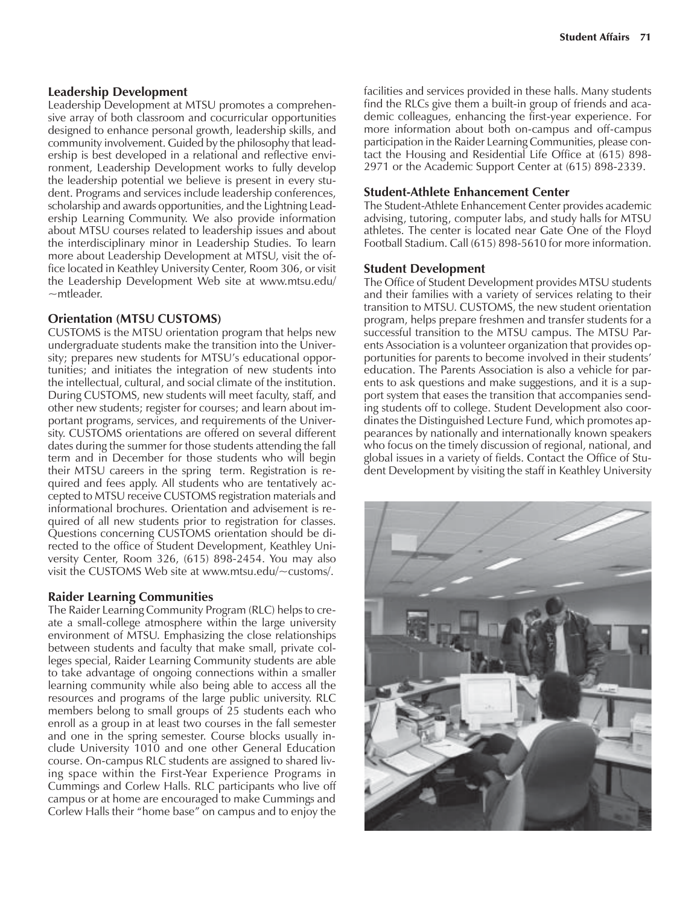## Leadership Development

Leadership Development at MTSU promotes a comprehensive array of both classroom and cocurricular opportunities designed to enhance personal growth, leadership skills, and community involvement. Guided by the philosophy that leadership is best developed in a relational and reflective environment, Leadership Development works to fully develop the leadership potential we believe is present in every student. Programs and services include leadership conferences, scholarship and awards opportunities, and the Lightning Leadership Learning Community. We also provide information about MTSU courses related to leadership issues and about the interdisciplinary minor in Leadership Studies. To learn more about Leadership Development at MTSU, visit the office located in Keathley University Center, Room 306, or visit the Leadership Development Web site at www.mtsu.edu/~mtleader.

## Orientation (MTSU CUSTOMS)

CUSTOMS is the MTSU orientation program that helps new undergraduate students make the transition into the University; prepares new students for MTSU's educational opportunities; and initiates the integration of new students into the intellectual, cultural, and social climate of the institution. During CUSTOMS, new students will meet faculty, staff, and other new students; register for courses; and learn about important programs, services, and requirements of the University. CUSTOMS orientations are offered on several different dates during the summer for those students attending the fall term and in December for those students who will begin their MTSU careers in the spring term. Registration is required and fees apply. All students who are tentatively accepted to MTSU receive CUSTOMS registration materials and informational brochures. Orientation and advisement is required of all new students prior to registration for classes. Questions concerning CUSTOMS orientation should be directed to the office of Student Development, Keathley University Center, Room 326, (615) 898-2454. You may also visit the CUSTOMS Web site at www.mtsu.edu/~customs/.

## Raider Learning Communities

The Raider Learning Community Program (RLC) helps to create a small-college atmosphere within the large university environment of MTSU. Emphasizing the close relationships between students and faculty that make small, private colleges special, Raider Learning Community students are able to take advantage of ongoing connections within a smaller learning community while also being able to access all the resources and programs of the large public university. RLC members belong to small groups of 25 students each who enroll as a group in at least two courses in the fall semester and one in the spring semester. Course blocks usually include University 1010 and one other General Education course. On-campus RLC students are assigned to shared living space within the First-Year Experience Programs in Cummings and Corlew Halls. RLC participants who live off campus or at home are encouraged to make Cummings and Corlew Halls their "home base" on campus and to enjoy the facilities and services provided in these halls. Many students find the RLCs give them a built-in group of friends and academic colleagues, enhancing the first-year experience. For more information about both on-campus and off-campus participation in the Raider Learning Communities, please contact the Housing and Residential Life Office at (615) 898-2971 or the Academic Support Center at (615) 898-2339.

## Student-Athlete Enhancement Center

The Student-Athlete Enhancement Center provides academic advising, tutoring, computer labs, and study halls for MTSU athletes. The center is located near Gate One of the Floyd Football Stadium. Call (615) 898-5610 for more information.

## Student Development

The Office of Student Development provides MTSU students and their families with a variety of services relating to their transition to MTSU. CUSTOMS, the new student orientation program, helps prepare freshmen and transfer students for a successful transition to the MTSU campus. The MTSU Parents Association is a volunteer organization that provides opportunities for parents to become involved in their students' education. The Parents Association is also a vehicle for parents to ask questions and make suggestions, and it is a support system that eases the transition that accompanies sending students off to college. Student Development also coordinates the Distinguished Lecture Fund, which promotes appearances by nationally and internationally known speakers who focus on the timely discussion of regional, national, and global issues in a variety of fields. Contact the Office of Student Development by visiting the staff in Keathley University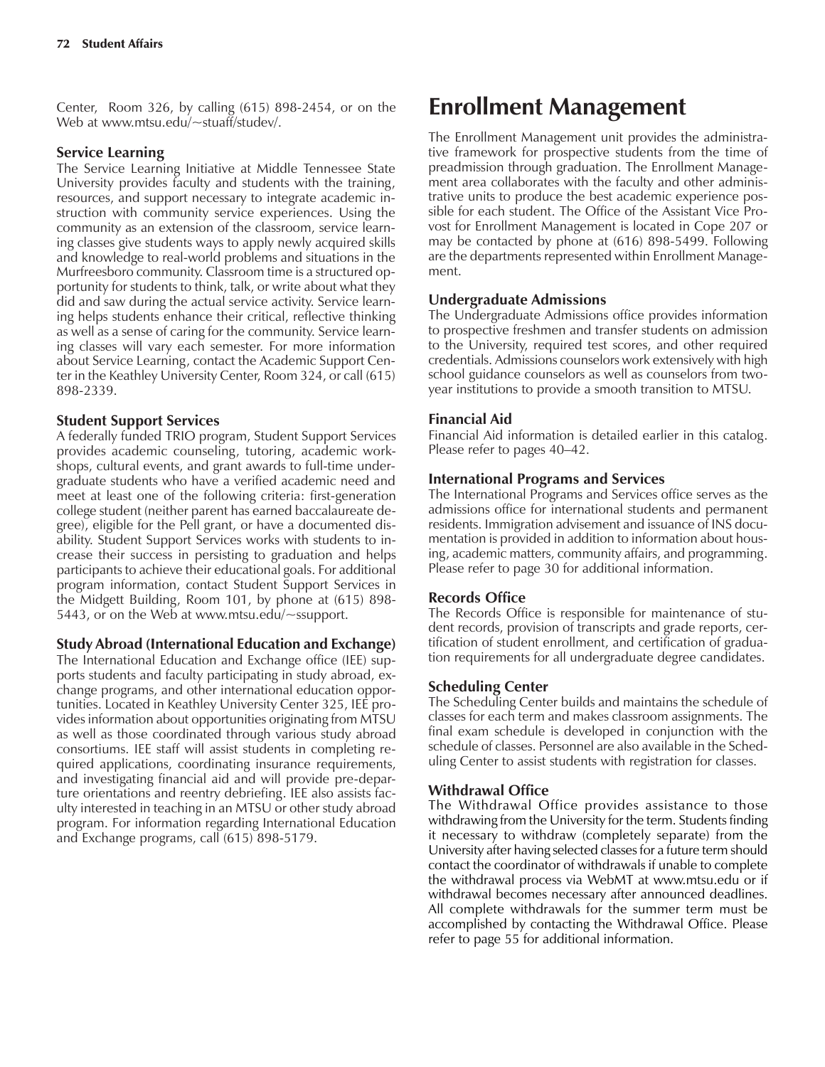Center, Room 326, by calling (615) 898-2454, or on the Web at www.mtsu.edu/~stuaff/studev/.

### Service Learning

The Service Learning Initiative at Middle Tennessee State University provides faculty and students with the training, resources, and support necessary to integrate academic instruction with community service experiences. Using the community as an extension of the classroom, service learning classes give students ways to apply newly acquired skills and knowledge to real-world problems and situations in the Murfreesboro community. Classroom time is a structured opportunity for students to think, talk, or write about what they did and saw during the actual service activity. Service learning helps students enhance their critical, reflective thinking as well as a sense of caring for the community. Service learning classes will vary each semester. For more information about Service Learning, contact the Academic Support Center in the Keathley University Center, Room 324, or call (615) 898-2339.

### Student Support Services

A federally funded TRIO program, Student Support Services provides academic counseling, tutoring, academic workshops, cultural events, and grant awards to full-time undergraduate students who have a verified academic need and meet at least one of the following criteria: first-generation college student (neither parent has earned baccalaureate degree), eligible for the Pell grant, or have a documented disability. Student Support Services works with students to increase their success in persisting to graduation and helps participants to achieve their educational goals. For additional program information, contact Student Support Services in the Midgett Building, Room 101, by phone at (615) 898-5443, or on the Web at www.mtsu.edu/~ssupport.

### Study Abroad (International Education and Exchange)

The International Education and Exchange office (IEE) supports students and faculty participating in study abroad, exchange programs, and other international education opportunities. Located in Keathley University Center 325, IEE provides information about opportunities originating from MTSU as well as those coordinated through various study abroad consortiums. IEE staff will assist students in completing required applications, coordinating insurance requirements, and investigating financial aid and will provide pre-departure orientations and reentry debriefing. IEE also assists faculty interested in teaching in an MTSU or other study abroad program. For information regarding International Education and Exchange programs, call (615) 898-5179.

# Enrollment Management

The Enrollment Management unit provides the administrative framework for prospective students from the time of preadmission through graduation. The Enrollment Management area collaborates with the faculty and other administrative units to produce the best academic experience possible for each student. The Office of the Assistant Vice Provost for Enrollment Management is located in Cope 207 or may be contacted by phone at (616) 898-5499. Following are the departments represented within Enrollment Management.

### Undergraduate Admissions

The Undergraduate Admissions office provides information to prospective freshmen and transfer students on admission to the University, required test scores, and other required credentials. Admissions counselors work extensively with high school guidance counselors as well as counselors from two-year institutions to provide a smooth transition to MTSU.

### Financial Aid

Financial Aid information is detailed earlier in this catalog. Please refer to pages 40–42.

### International Programs and Services

The International Programs and Services office serves as the admissions office for international students and permanent residents. Immigration advisement and issuance of INS documentation is provided in addition to information about housing, academic matters, community affairs, and programming. Please refer to page 30 for additional information.

### Records Office

The Records Office is responsible for maintenance of student records, provision of transcripts and grade reports, certification of student enrollment, and certification of graduation requirements for all undergraduate degree candidates.

### Scheduling Center

The Scheduling Center builds and maintains the schedule of classes for each term and makes classroom assignments. The final exam schedule is developed in conjunction with the schedule of classes. Personnel are also available in the Scheduling Center to assist students with registration for classes.

### Withdrawal Office

The Withdrawal Office provides assistance to those withdrawing from the University for the term. Students finding it necessary to withdraw (completely separate) from the University after having selected classes for a future term should contact the coordinator of withdrawals if unable to complete the withdrawal process via WebMT at www.mtsu.edu or if withdrawal becomes necessary after announced deadlines. All complete withdrawals for the summer term must be accomplished by contacting the Withdrawal Office. Please refer to page 55 for additional information.